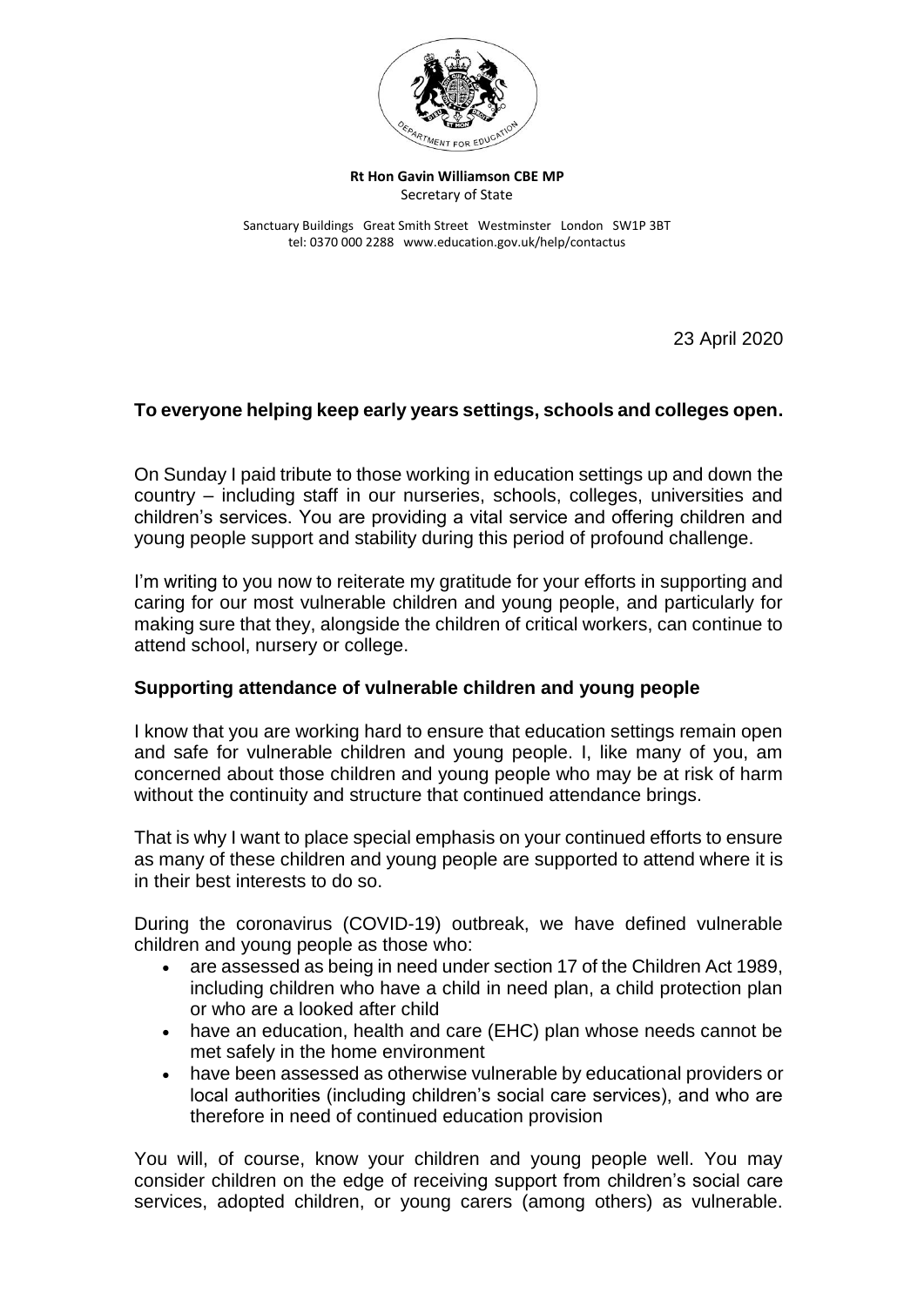**Rt Hon Gavin Williamson CBE MP**
Secretary of State

Sanctuary Buildings Great Smith Street Westminster London SW1P 3BT
tel: 0370 000 2288 www.education.gov.uk/help/contactus

23 April 2020

**To everyone helping keep early years settings, schools and colleges open.**

On Sunday I paid tribute to those working in education settings up and down the country – including staff in our nurseries, schools, colleges, universities and children's services. You are providing a vital service and offering children and young people support and stability during this period of profound challenge.

I'm writing to you now to reiterate my gratitude for your efforts in supporting and caring for our most vulnerable children and young people, and particularly for making sure that they, alongside the children of critical workers, can continue to attend school, nursery or college.

## Supporting attendance of vulnerable children and young people

I know that you are working hard to ensure that education settings remain open and safe for vulnerable children and young people. I, like many of you, am concerned about those children and young people who may be at risk of harm without the continuity and structure that continued attendance brings.

That is why I want to place special emphasis on your continued efforts to ensure as many of these children and young people are supported to attend where it is in their best interests to do so.

During the coronavirus (COVID-19) outbreak, we have defined vulnerable children and young people as those who:

- are assessed as being in need under section 17 of the Children Act 1989, including children who have a child in need plan, a child protection plan or who are a looked after child
- have an education, health and care (EHC) plan whose needs cannot be met safely in the home environment
- have been assessed as otherwise vulnerable by educational providers or local authorities (including children's social care services), and who are therefore in need of continued education provision

You will, of course, know your children and young people well. You may consider children on the edge of receiving support from children's social care services, adopted children, or young carers (among others) as vulnerable.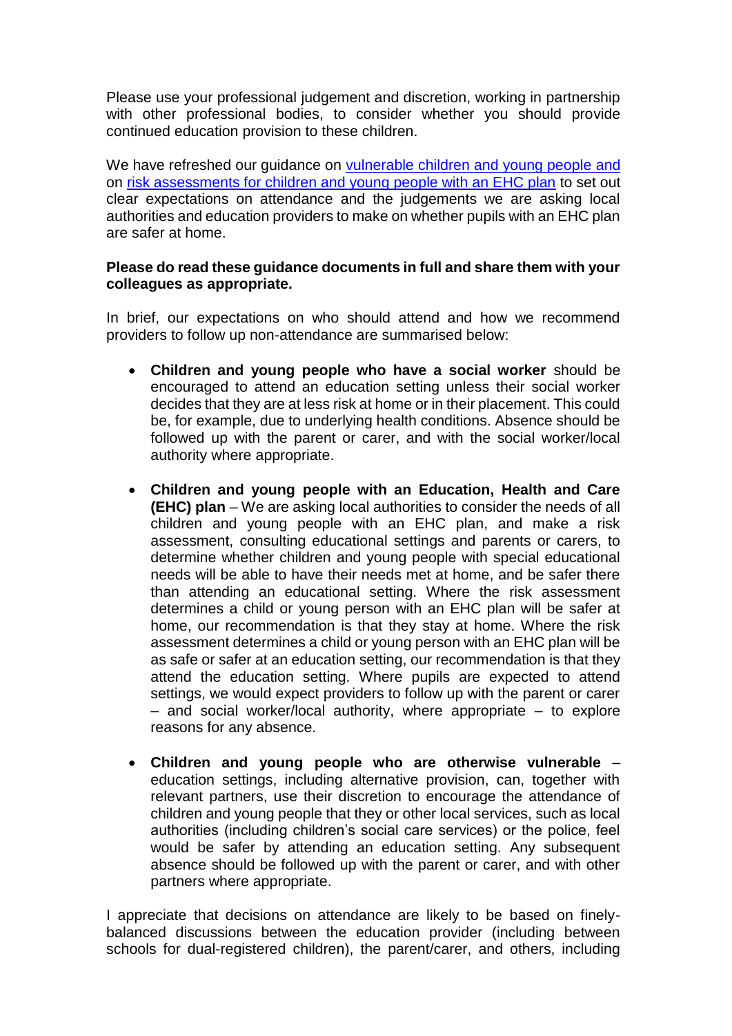Please use your professional judgement and discretion, working in partnership with other professional bodies, to consider whether you should provide continued education provision to these children.

We have refreshed our guidance on vulnerable children and young people and on risk assessments for children and young people with an EHC plan to set out clear expectations on attendance and the judgements we are asking local authorities and education providers to make on whether pupils with an EHC plan are safer at home.

**Please do read these guidance documents in full and share them with your colleagues as appropriate.**

In brief, our expectations on who should attend and how we recommend providers to follow up non-attendance are summarised below:

- **Children and young people who have a social worker** should be encouraged to attend an education setting unless their social worker decides that they are at less risk at home or in their placement. This could be, for example, due to underlying health conditions. Absence should be followed up with the parent or carer, and with the social worker/local authority where appropriate.
- **Children and young people with an Education, Health and Care (EHC) plan** – We are asking local authorities to consider the needs of all children and young people with an EHC plan, and make a risk assessment, consulting educational settings and parents or carers, to determine whether children and young people with special educational needs will be able to have their needs met at home, and be safer there than attending an educational setting. Where the risk assessment determines a child or young person with an EHC plan will be safer at home, our recommendation is that they stay at home. Where the risk assessment determines a child or young person with an EHC plan will be as safe or safer at an education setting, our recommendation is that they attend the education setting. Where pupils are expected to attend settings, we would expect providers to follow up with the parent or carer – and social worker/local authority, where appropriate – to explore reasons for any absence.
- **Children and young people who are otherwise vulnerable** – education settings, including alternative provision, can, together with relevant partners, use their discretion to encourage the attendance of children and young people that they or other local services, such as local authorities (including children's social care services) or the police, feel would be safer by attending an education setting. Any subsequent absence should be followed up with the parent or carer, and with other partners where appropriate.

I appreciate that decisions on attendance are likely to be based on finely-balanced discussions between the education provider (including between schools for dual-registered children), the parent/carer, and others, including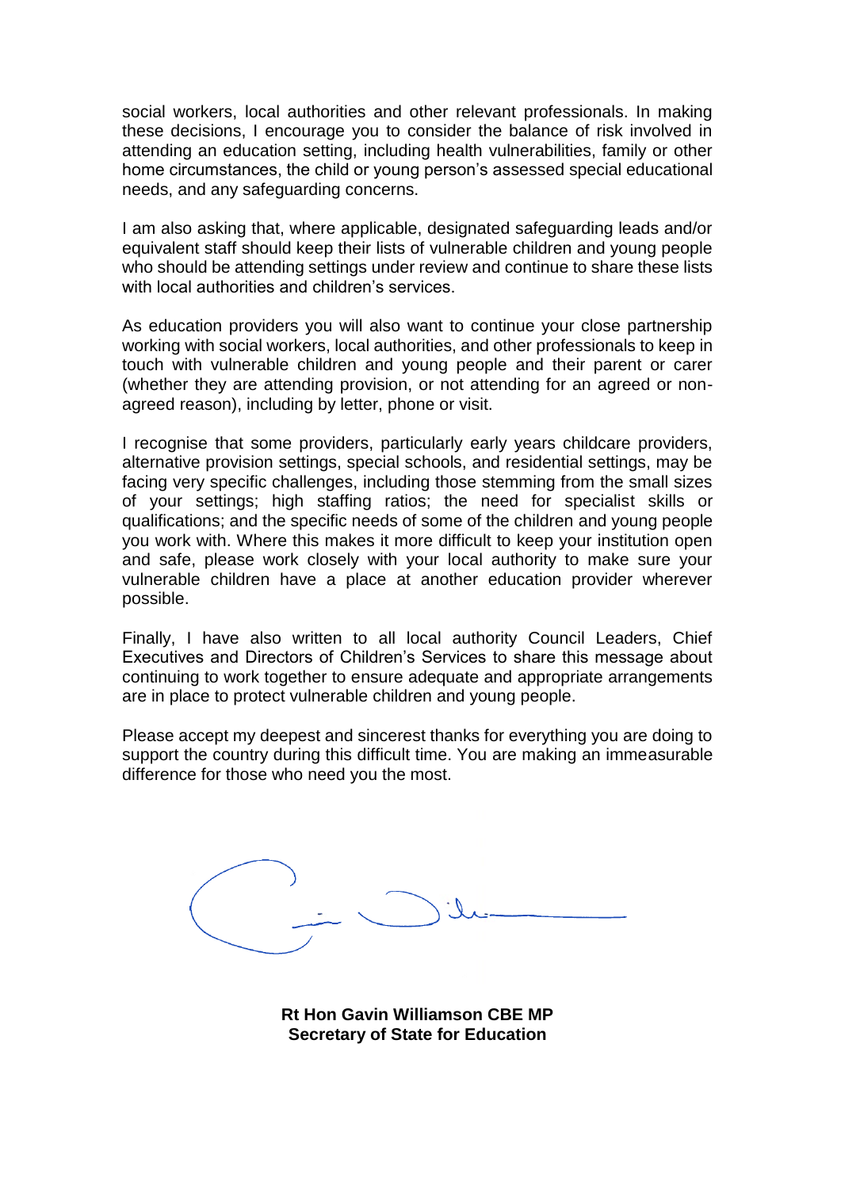social workers, local authorities and other relevant professionals. In making these decisions, I encourage you to consider the balance of risk involved in attending an education setting, including health vulnerabilities, family or other home circumstances, the child or young person's assessed special educational needs, and any safeguarding concerns.

I am also asking that, where applicable, designated safeguarding leads and/or equivalent staff should keep their lists of vulnerable children and young people who should be attending settings under review and continue to share these lists with local authorities and children's services.

As education providers you will also want to continue your close partnership working with social workers, local authorities, and other professionals to keep in touch with vulnerable children and young people and their parent or carer (whether they are attending provision, or not attending for an agreed or non-agreed reason), including by letter, phone or visit.

I recognise that some providers, particularly early years childcare providers, alternative provision settings, special schools, and residential settings, may be facing very specific challenges, including those stemming from the small sizes of your settings; high staffing ratios; the need for specialist skills or qualifications; and the specific needs of some of the children and young people you work with. Where this makes it more difficult to keep your institution open and safe, please work closely with your local authority to make sure your vulnerable children have a place at another education provider wherever possible.

Finally, I have also written to all local authority Council Leaders, Chief Executives and Directors of Children's Services to share this message about continuing to work together to ensure adequate and appropriate arrangements are in place to protect vulnerable children and young people.

Please accept my deepest and sincerest thanks for everything you are doing to support the country during this difficult time. You are making an immeasurable difference for those who need you the most.

**Rt Hon Gavin Williamson CBE MP**
**Secretary of State for Education**